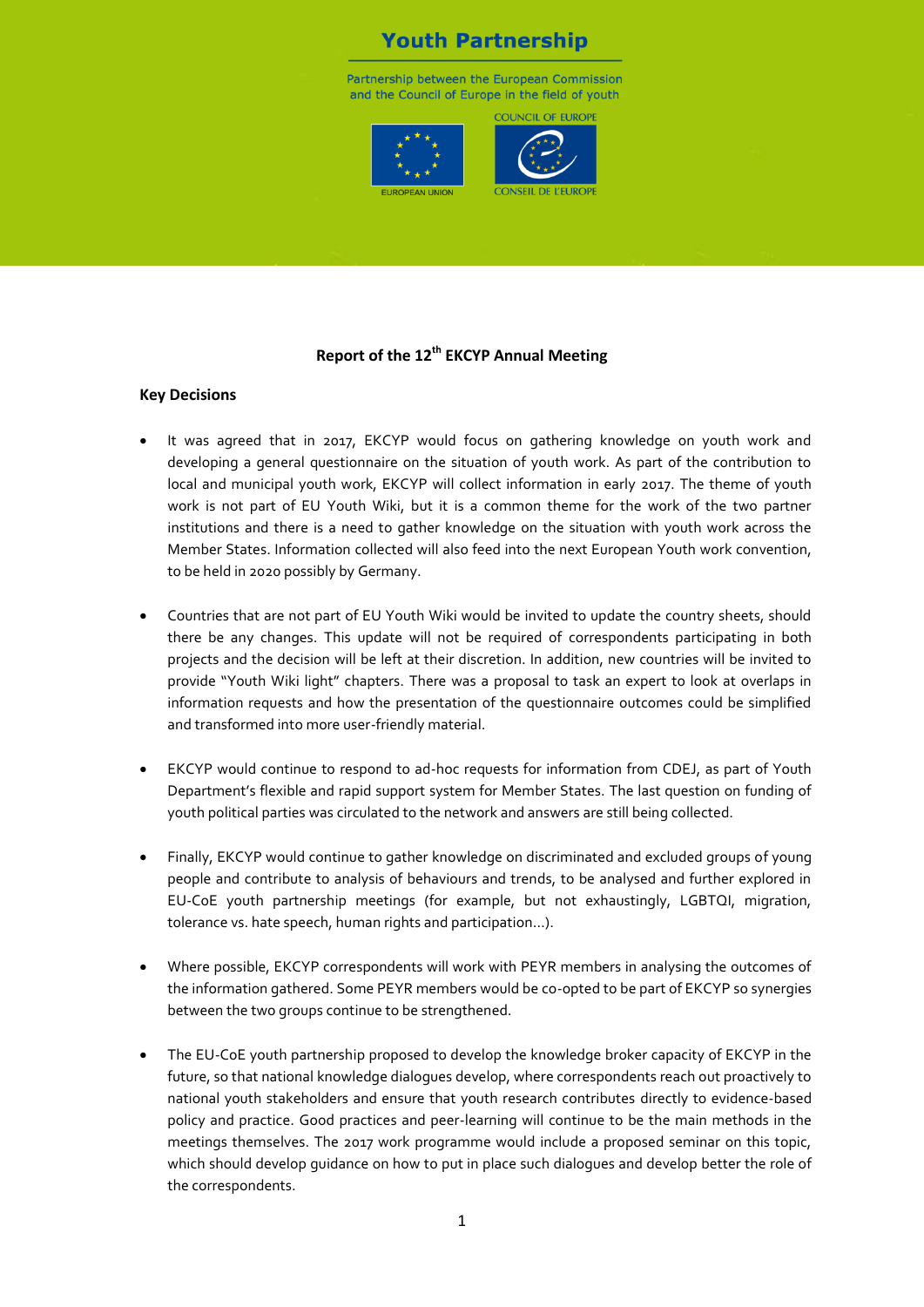Youth Partnership

Partnership between the European Commission and the Council of Europe in the field of youth

# Report of the 12th EKCYP Annual Meeting

## Key Decisions

- It was agreed that in 2017, EKCYP would focus on gathering knowledge on youth work and developing a general questionnaire on the situation of youth work. As part of the contribution to local and municipal youth work, EKCYP will collect information in early 2017. The theme of youth work is not part of EU Youth Wiki, but it is a common theme for the work of the two partner institutions and there is a need to gather knowledge on the situation with youth work across the Member States. Information collected will also feed into the next European Youth work convention, to be held in 2020 possibly by Germany.

- Countries that are not part of EU Youth Wiki would be invited to update the country sheets, should there be any changes. This update will not be required of correspondents participating in both projects and the decision will be left at their discretion. In addition, new countries will be invited to provide "Youth Wiki light" chapters. There was a proposal to task an expert to look at overlaps in information requests and how the presentation of the questionnaire outcomes could be simplified and transformed into more user-friendly material.

- EKCYP would continue to respond to ad-hoc requests for information from CDEJ, as part of Youth Department's flexible and rapid support system for Member States. The last question on funding of youth political parties was circulated to the network and answers are still being collected.

- Finally, EKCYP would continue to gather knowledge on discriminated and excluded groups of young people and contribute to analysis of behaviours and trends, to be analysed and further explored in EU-CoE youth partnership meetings (for example, but not exhaustingly, LGBTQI, migration, tolerance vs. hate speech, human rights and participation…).

- Where possible, EKCYP correspondents will work with PEYR members in analysing the outcomes of the information gathered. Some PEYR members would be co-opted to be part of EKCYP so synergies between the two groups continue to be strengthened.

- The EU-CoE youth partnership proposed to develop the knowledge broker capacity of EKCYP in the future, so that national knowledge dialogues develop, where correspondents reach out proactively to national youth stakeholders and ensure that youth research contributes directly to evidence-based policy and practice. Good practices and peer-learning will continue to be the main methods in the meetings themselves. The 2017 work programme would include a proposed seminar on this topic, which should develop guidance on how to put in place such dialogues and develop better the role of the correspondents.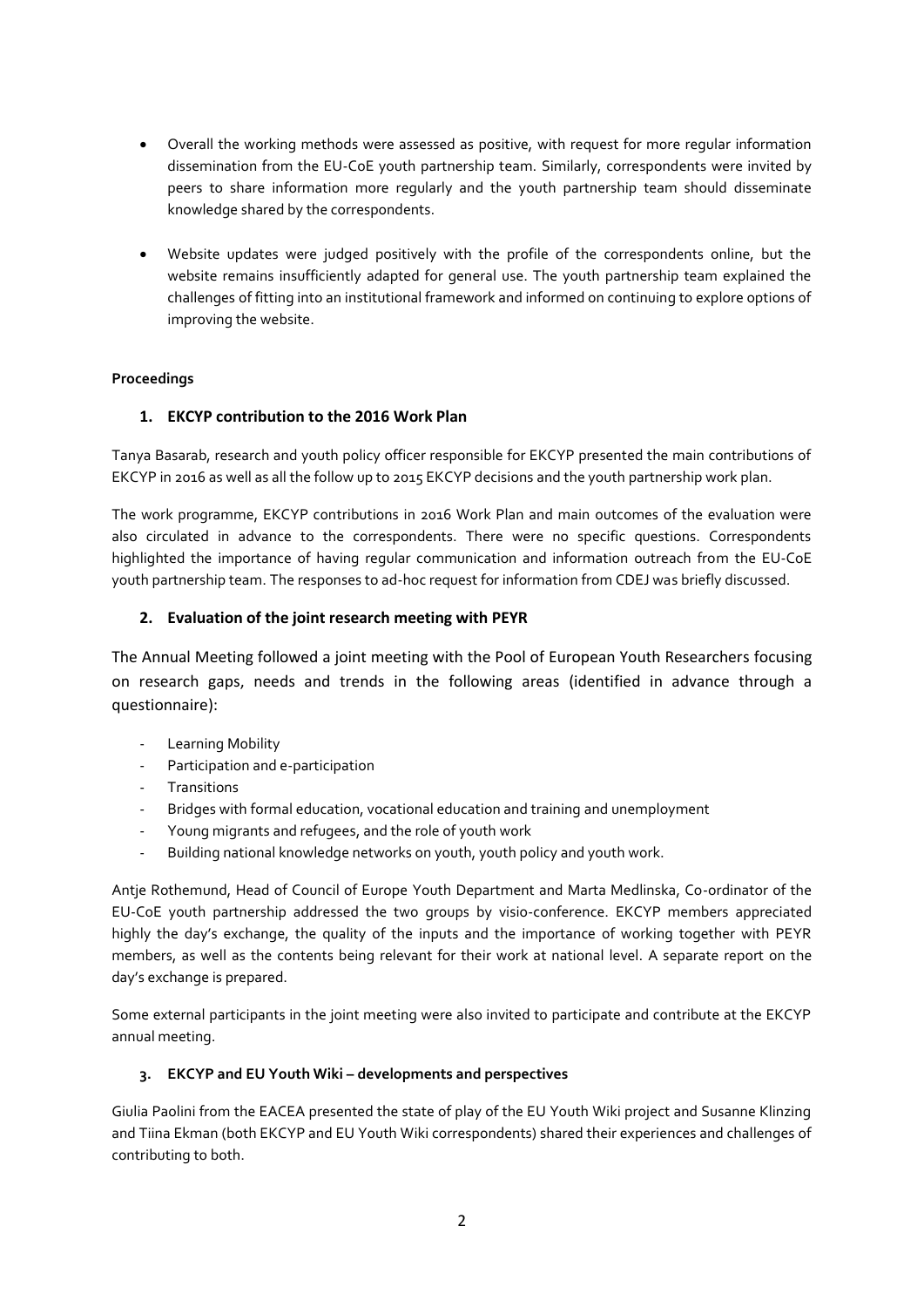- Overall the working methods were assessed as positive, with request for more regular information dissemination from the EU-CoE youth partnership team. Similarly, correspondents were invited by peers to share information more regularly and the youth partnership team should disseminate knowledge shared by the correspondents.

- Website updates were judged positively with the profile of the correspondents online, but the website remains insufficiently adapted for general use. The youth partnership team explained the challenges of fitting into an institutional framework and informed on continuing to explore options of improving the website.

**Proceedings**

**1. EKCYP contribution to the 2016 Work Plan**

Tanya Basarab, research and youth policy officer responsible for EKCYP presented the main contributions of EKCYP in 2016 as well as all the follow up to 2015 EKCYP decisions and the youth partnership work plan.

The work programme, EKCYP contributions in 2016 Work Plan and main outcomes of the evaluation were also circulated in advance to the correspondents. There were no specific questions. Correspondents highlighted the importance of having regular communication and information outreach from the EU-CoE youth partnership team. The responses to ad-hoc request for information from CDEJ was briefly discussed.

**2. Evaluation of the joint research meeting with PEYR**

The Annual Meeting followed a joint meeting with the Pool of European Youth Researchers focusing on research gaps, needs and trends in the following areas (identified in advance through a questionnaire):

- Learning Mobility
- Participation and e-participation
- Transitions
- Bridges with formal education, vocational education and training and unemployment
- Young migrants and refugees, and the role of youth work
- Building national knowledge networks on youth, youth policy and youth work.

Antje Rothemund, Head of Council of Europe Youth Department and Marta Medlinska, Co-ordinator of the EU-CoE youth partnership addressed the two groups by visio-conference. EKCYP members appreciated highly the day's exchange, the quality of the inputs and the importance of working together with PEYR members, as well as the contents being relevant for their work at national level. A separate report on the day's exchange is prepared.

Some external participants in the joint meeting were also invited to participate and contribute at the EKCYP annual meeting.

**3. EKCYP and EU Youth Wiki – developments and perspectives**

Giulia Paolini from the EACEA presented the state of play of the EU Youth Wiki project and Susanne Klinzing and Tiina Ekman (both EKCYP and EU Youth Wiki correspondents) shared their experiences and challenges of contributing to both.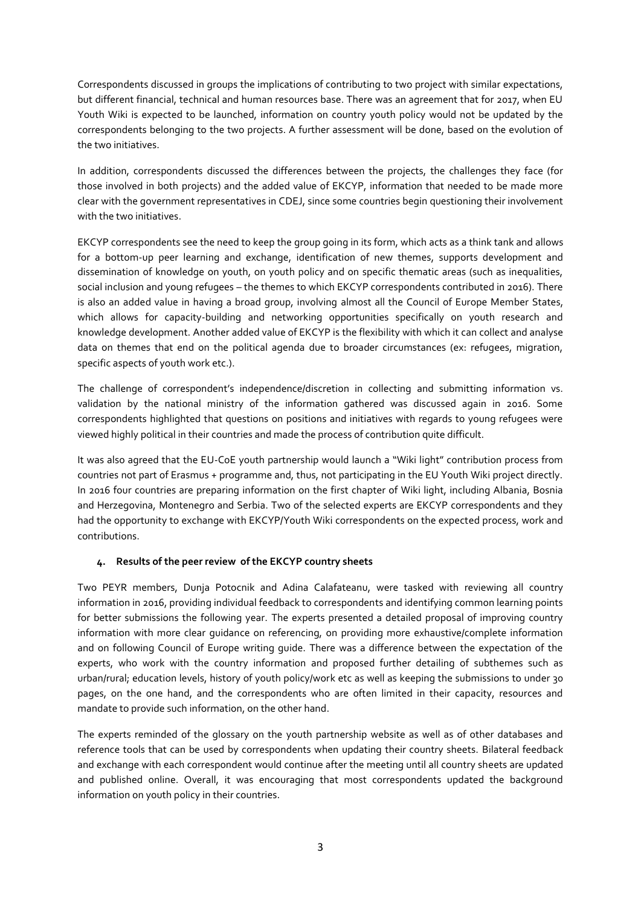Correspondents discussed in groups the implications of contributing to two project with similar expectations, but different financial, technical and human resources base. There was an agreement that for 2017, when EU Youth Wiki is expected to be launched, information on country youth policy would not be updated by the correspondents belonging to the two projects. A further assessment will be done, based on the evolution of the two initiatives.

In addition, correspondents discussed the differences between the projects, the challenges they face (for those involved in both projects) and the added value of EKCYP, information that needed to be made more clear with the government representatives in CDEJ, since some countries begin questioning their involvement with the two initiatives.

EKCYP correspondents see the need to keep the group going in its form, which acts as a think tank and allows for a bottom-up peer learning and exchange, identification of new themes, supports development and dissemination of knowledge on youth, on youth policy and on specific thematic areas (such as inequalities, social inclusion and young refugees – the themes to which EKCYP correspondents contributed in 2016). There is also an added value in having a broad group, involving almost all the Council of Europe Member States, which allows for capacity-building and networking opportunities specifically on youth research and knowledge development. Another added value of EKCYP is the flexibility with which it can collect and analyse data on themes that end on the political agenda due to broader circumstances (ex: refugees, migration, specific aspects of youth work etc.).

The challenge of correspondent's independence/discretion in collecting and submitting information vs. validation by the national ministry of the information gathered was discussed again in 2016. Some correspondents highlighted that questions on positions and initiatives with regards to young refugees were viewed highly political in their countries and made the process of contribution quite difficult.

It was also agreed that the EU-CoE youth partnership would launch a "Wiki light" contribution process from countries not part of Erasmus + programme and, thus, not participating in the EU Youth Wiki project directly. In 2016 four countries are preparing information on the first chapter of Wiki light, including Albania, Bosnia and Herzegovina, Montenegro and Serbia. Two of the selected experts are EKCYP correspondents and they had the opportunity to exchange with EKCYP/Youth Wiki correspondents on the expected process, work and contributions.

#### 4. Results of the peer review of the EKCYP country sheets

Two PEYR members, Dunja Potocnik and Adina Calafateanu, were tasked with reviewing all country information in 2016, providing individual feedback to correspondents and identifying common learning points for better submissions the following year. The experts presented a detailed proposal of improving country information with more clear guidance on referencing, on providing more exhaustive/complete information and on following Council of Europe writing guide. There was a difference between the expectation of the experts, who work with the country information and proposed further detailing of subthemes such as urban/rural; education levels, history of youth policy/work etc as well as keeping the submissions to under 30 pages, on the one hand, and the correspondents who are often limited in their capacity, resources and mandate to provide such information, on the other hand.

The experts reminded of the glossary on the youth partnership website as well as of other databases and reference tools that can be used by correspondents when updating their country sheets. Bilateral feedback and exchange with each correspondent would continue after the meeting until all country sheets are updated and published online. Overall, it was encouraging that most correspondents updated the background information on youth policy in their countries.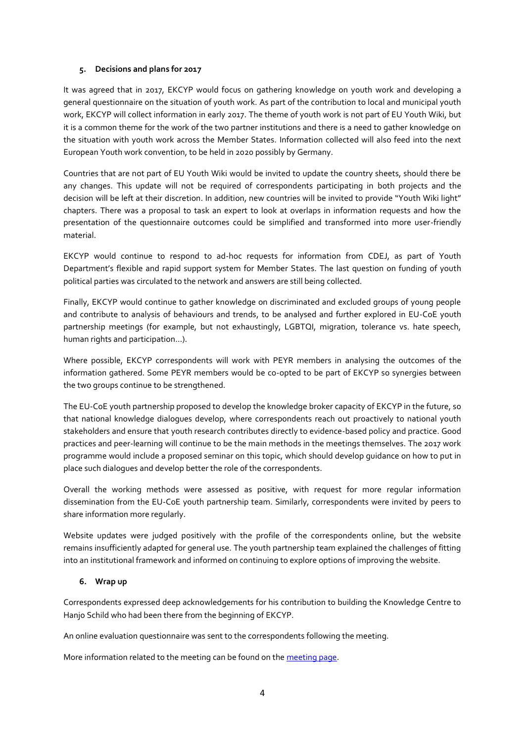## 5. Decisions and plans for 2017

It was agreed that in 2017, EKCYP would focus on gathering knowledge on youth work and developing a general questionnaire on the situation of youth work. As part of the contribution to local and municipal youth work, EKCYP will collect information in early 2017. The theme of youth work is not part of EU Youth Wiki, but it is a common theme for the work of the two partner institutions and there is a need to gather knowledge on the situation with youth work across the Member States. Information collected will also feed into the next European Youth work convention, to be held in 2020 possibly by Germany.

Countries that are not part of EU Youth Wiki would be invited to update the country sheets, should there be any changes. This update will not be required of correspondents participating in both projects and the decision will be left at their discretion. In addition, new countries will be invited to provide "Youth Wiki light" chapters. There was a proposal to task an expert to look at overlaps in information requests and how the presentation of the questionnaire outcomes could be simplified and transformed into more user-friendly material.

EKCYP would continue to respond to ad-hoc requests for information from CDEJ, as part of Youth Department's flexible and rapid support system for Member States. The last question on funding of youth political parties was circulated to the network and answers are still being collected.

Finally, EKCYP would continue to gather knowledge on discriminated and excluded groups of young people and contribute to analysis of behaviours and trends, to be analysed and further explored in EU-CoE youth partnership meetings (for example, but not exhaustingly, LGBTQI, migration, tolerance vs. hate speech, human rights and participation…).

Where possible, EKCYP correspondents will work with PEYR members in analysing the outcomes of the information gathered. Some PEYR members would be co-opted to be part of EKCYP so synergies between the two groups continue to be strengthened.

The EU-CoE youth partnership proposed to develop the knowledge broker capacity of EKCYP in the future, so that national knowledge dialogues develop, where correspondents reach out proactively to national youth stakeholders and ensure that youth research contributes directly to evidence-based policy and practice. Good practices and peer-learning will continue to be the main methods in the meetings themselves. The 2017 work programme would include a proposed seminar on this topic, which should develop guidance on how to put in place such dialogues and develop better the role of the correspondents.

Overall the working methods were assessed as positive, with request for more regular information dissemination from the EU-CoE youth partnership team. Similarly, correspondents were invited by peers to share information more regularly.

Website updates were judged positively with the profile of the correspondents online, but the website remains insufficiently adapted for general use. The youth partnership team explained the challenges of fitting into an institutional framework and informed on continuing to explore options of improving the website.

## 6. Wrap up

Correspondents expressed deep acknowledgements for his contribution to building the Knowledge Centre to Hanjo Schild who had been there from the beginning of EKCYP.

An online evaluation questionnaire was sent to the correspondents following the meeting.

More information related to the meeting can be found on the meeting page.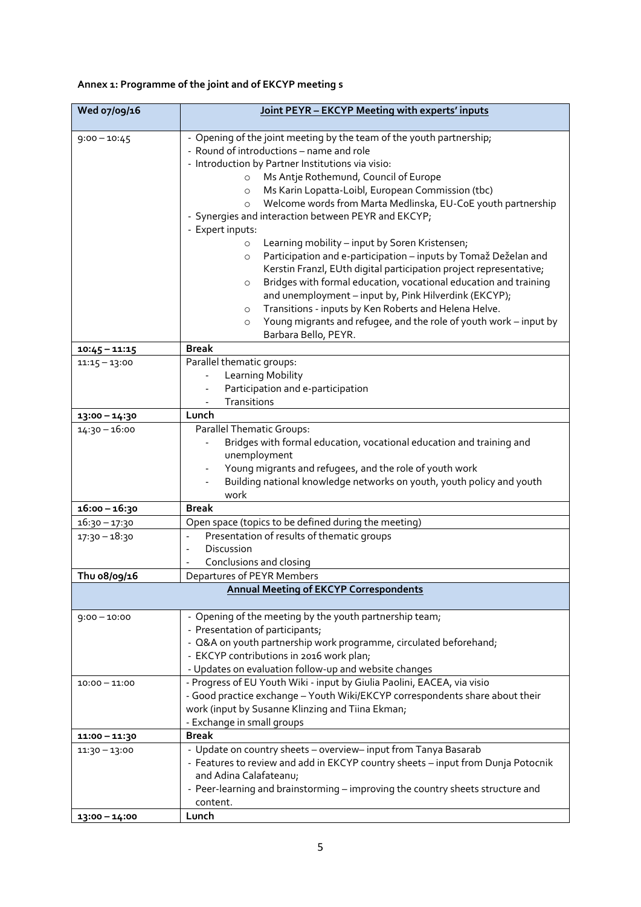**Annex 1: Programme of the joint and of EKCYP meeting s**

| Wed 07/09/16 | Joint PEYR – EKCYP Meeting with experts' inputs |
|---|---|
| 9:00 – 10:45 | - Opening of the joint meeting by the team of the youth partnership;<br>- Round of introductions – name and role<br>- Introduction by Partner Institutions via visio:<br>&nbsp;&nbsp;&nbsp;&nbsp;o Ms Antje Rothemund, Council of Europe<br>&nbsp;&nbsp;&nbsp;&nbsp;o Ms Karin Lopatta-Loibl, European Commission (tbc)<br>&nbsp;&nbsp;&nbsp;&nbsp;o Welcome words from Marta Medlinska, EU-CoE youth partnership<br>- Synergies and interaction between PEYR and EKCYP;<br>- Expert inputs:<br>&nbsp;&nbsp;&nbsp;&nbsp;o Learning mobility – input by Soren Kristensen;<br>&nbsp;&nbsp;&nbsp;&nbsp;o Participation and e-participation – inputs by Tomaž Deželan and Kerstin Franzl, EUth digital participation project representative;<br>&nbsp;&nbsp;&nbsp;&nbsp;o Bridges with formal education, vocational education and training and unemployment – input by, Pink Hilverdink (EKCYP);<br>&nbsp;&nbsp;&nbsp;&nbsp;o Transitions - inputs by Ken Roberts and Helena Helve.<br>&nbsp;&nbsp;&nbsp;&nbsp;o Young migrants and refugee, and the role of youth work – input by Barbara Bello, PEYR. |
| **10:45 – 11:15** | **Break** |
| 11:15 – 13:00 | Parallel thematic groups:<br>- Learning Mobility<br>- Participation and e-participation<br>- Transitions |
| **13:00 – 14:30** | **Lunch** |
| 14:30 – 16:00 | Parallel Thematic Groups:<br>- Bridges with formal education, vocational education and training and unemployment<br>- Young migrants and refugees, and the role of youth work<br>- Building national knowledge networks on youth, youth policy and youth work |
| **16:00 – 16:30** | **Break** |
| 16:30 – 17:30 | Open space (topics to be defined during the meeting) |
| 17:30 – 18:30 | - Presentation of results of thematic groups<br>- Discussion<br>- Conclusions and closing |
| **Thu 08/09/16** | Departures of PEYR Members |
| | **Annual Meeting of EKCYP Correspondents** |
| 9:00 – 10:00 | - Opening of the meeting by the youth partnership team;<br>- Presentation of participants;<br>- Q&A on youth partnership work programme, circulated beforehand;<br>- EKCYP contributions in 2016 work plan;<br>- Updates on evaluation follow-up and website changes |
| 10:00 – 11:00 | - Progress of EU Youth Wiki - input by Giulia Paolini, EACEA, via visio<br>- Good practice exchange – Youth Wiki/EKCYP correspondents share about their work (input by Susanne Klinzing and Tiina Ekman;<br>- Exchange in small groups |
| **11:00 – 11:30** | **Break** |
| 11:30 – 13:00 | - Update on country sheets – overview– input from Tanya Basarab<br>- Features to review and add in EKCYP country sheets – input from Dunja Potocnik and Adina Calafateanu;<br>- Peer-learning and brainstorming – improving the country sheets structure and content. |
| **13:00 – 14:00** | **Lunch** |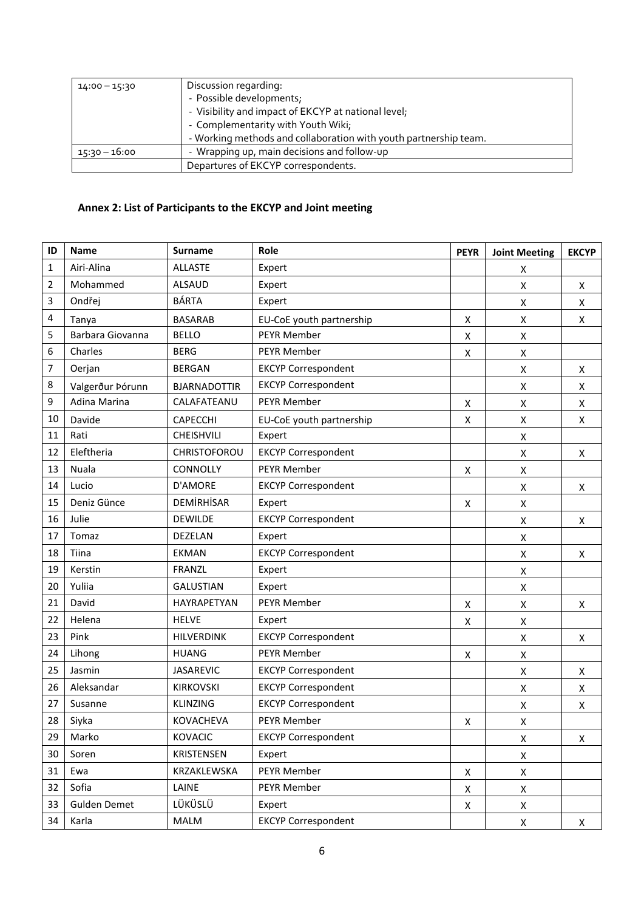| | |
|---|---|
| 14:00 – 15:30 | Discussion regarding:<br>- Possible developments;<br>- Visibility and impact of EKCYP at national level;<br>- Complementarity with Youth Wiki;<br>- Working methods and collaboration with youth partnership team. |
| 15:30 – 16:00 | - Wrapping up, main decisions and follow-up |
| | Departures of EKCYP correspondents. |

## Annex 2: List of Participants to the EKCYP and Joint meeting

| ID | Name | Surname | Role | PEYR | Joint Meeting | EKCYP |
|---|---|---|---|---|---|---|
| 1 | Airi-Alina | ALLASTE | Expert | | X | |
| 2 | Mohammed | ALSAUD | Expert | | X | X |
| 3 | Ondřej | BÁRTA | Expert | | X | X |
| 4 | Tanya | BASARAB | EU-CoE youth partnership | X | X | X |
| 5 | Barbara Giovanna | BELLO | PEYR Member | X | X | |
| 6 | Charles | BERG | PEYR Member | X | X | |
| 7 | Oerjan | BERGAN | EKCYP Correspondent | | X | X |
| 8 | Valgerður Þórunn | BJARNADOTTIR | EKCYP Correspondent | | X | X |
| 9 | Adina Marina | CALAFATEANU | PEYR Member | X | X | X |
| 10 | Davide | CAPECCHI | EU-CoE youth partnership | X | X | X |
| 11 | Rati | CHEISHVILI | Expert | | X | |
| 12 | Eleftheria | CHRISTOFOROU | EKCYP Correspondent | | X | X |
| 13 | Nuala | CONNOLLY | PEYR Member | X | X | |
| 14 | Lucio | D'AMORE | EKCYP Correspondent | | X | X |
| 15 | Deniz Günce | DEMİRHİSAR | Expert | X | X | |
| 16 | Julie | DEWILDE | EKCYP Correspondent | | X | X |
| 17 | Tomaz | DEZELAN | Expert | | X | |
| 18 | Tiina | EKMAN | EKCYP Correspondent | | X | X |
| 19 | Kerstin | FRANZL | Expert | | X | |
| 20 | Yuliia | GALUSTIAN | Expert | | X | |
| 21 | David | HAYRAPETYAN | PEYR Member | X | X | X |
| 22 | Helena | HELVE | Expert | X | X | |
| 23 | Pink | HILVERDINK | EKCYP Correspondent | | X | X |
| 24 | Lihong | HUANG | PEYR Member | X | X | |
| 25 | Jasmin | JASAREVIC | EKCYP Correspondent | | X | X |
| 26 | Aleksandar | KIRKOVSKI | EKCYP Correspondent | | X | X |
| 27 | Susanne | KLINZING | EKCYP Correspondent | | X | X |
| 28 | Siyka | KOVACHEVA | PEYR Member | X | X | |
| 29 | Marko | KOVACIC | EKCYP Correspondent | | X | X |
| 30 | Soren | KRISTENSEN | Expert | | X | |
| 31 | Ewa | KRZAKLEWSKA | PEYR Member | X | X | |
| 32 | Sofia | LAINE | PEYR Member | X | X | |
| 33 | Gulden Demet | LÜKÜSLÜ | Expert | X | X | |
| 34 | Karla | MALM | EKCYP Correspondent | | X | X |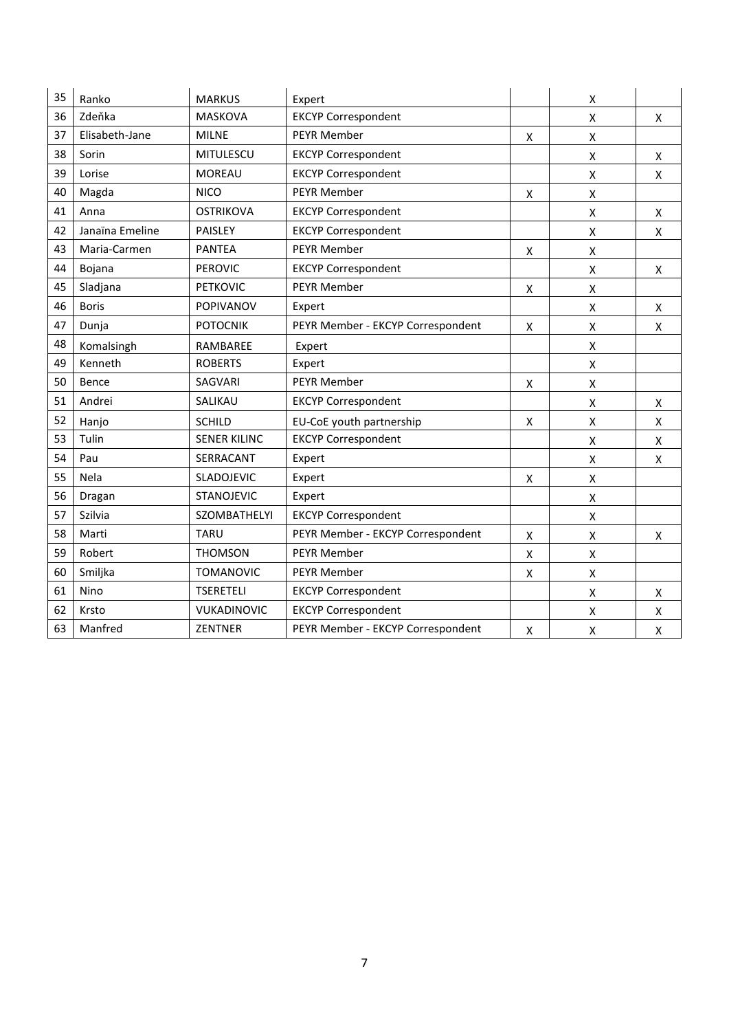| | | | | | | |
|---|---|---|---|---|---|---|
| 35 | Ranko | MARKUS | Expert | | X | |
| 36 | Zdeňka | MASKOVA | EKCYP Correspondent | | X | X |
| 37 | Elisabeth-Jane | MILNE | PEYR Member | X | X | |
| 38 | Sorin | MITULESCU | EKCYP Correspondent | | X | X |
| 39 | Lorise | MOREAU | EKCYP Correspondent | | X | X |
| 40 | Magda | NICO | PEYR Member | X | X | |
| 41 | Anna | OSTRIKOVA | EKCYP Correspondent | | X | X |
| 42 | Janaïna Emeline | PAISLEY | EKCYP Correspondent | | X | X |
| 43 | Maria-Carmen | PANTEA | PEYR Member | X | X | |
| 44 | Bojana | PEROVIC | EKCYP Correspondent | | X | X |
| 45 | Sladjana | PETKOVIC | PEYR Member | X | X | |
| 46 | Boris | POPIVANOV | Expert | | X | X |
| 47 | Dunja | POTOCNIK | PEYR Member - EKCYP Correspondent | X | X | X |
| 48 | Komalsingh | RAMBAREE | Expert | | X | |
| 49 | Kenneth | ROBERTS | Expert | | X | |
| 50 | Bence | SAGVARI | PEYR Member | X | X | |
| 51 | Andrei | SALIKAU | EKCYP Correspondent | | X | X |
| 52 | Hanjo | SCHILD | EU-CoE youth partnership | X | X | X |
| 53 | Tulin | SENER KILINC | EKCYP Correspondent | | X | X |
| 54 | Pau | SERRACANT | Expert | | X | X |
| 55 | Nela | SLADOJEVIC | Expert | X | X | |
| 56 | Dragan | STANOJEVIC | Expert | | X | |
| 57 | Szilvia | SZOMBATHELYI | EKCYP Correspondent | | X | |
| 58 | Marti | TARU | PEYR Member - EKCYP Correspondent | X | X | X |
| 59 | Robert | THOMSON | PEYR Member | X | X | |
| 60 | Smiljka | TOMANOVIC | PEYR Member | X | X | |
| 61 | Nino | TSERETELI | EKCYP Correspondent | | X | X |
| 62 | Krsto | VUKADINOVIC | EKCYP Correspondent | | X | X |
| 63 | Manfred | ZENTNER | PEYR Member - EKCYP Correspondent | X | X | X |